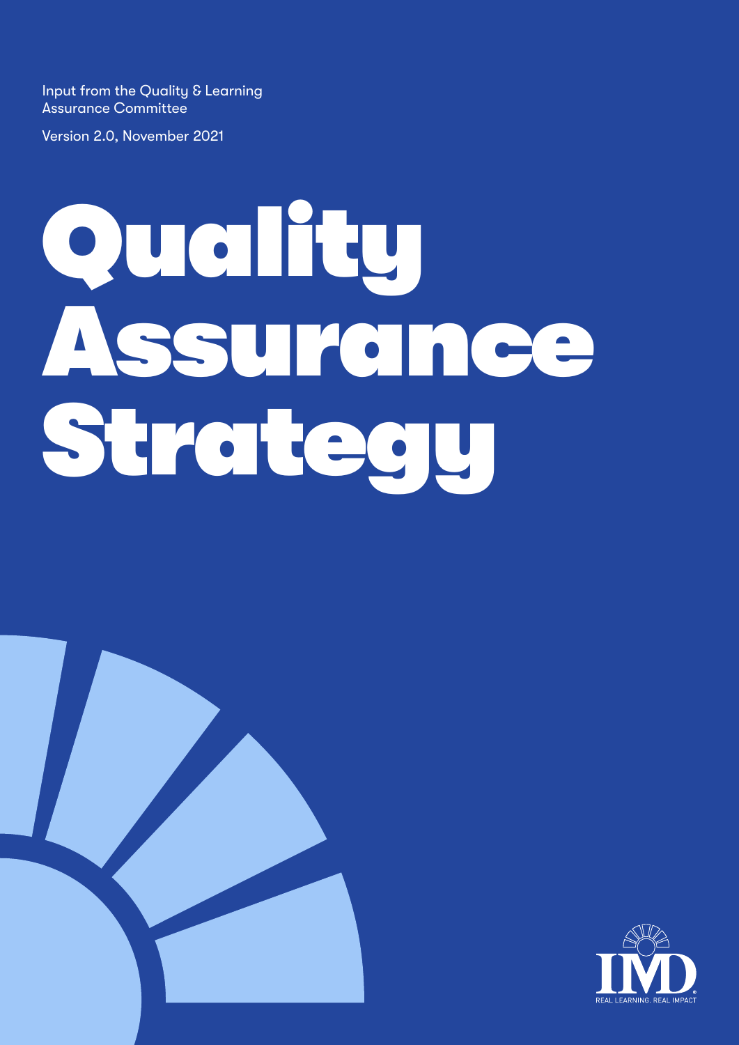Input from the Quality & Learning Assurance Committee

Version 2.0, November 2021

# Quality Assurance Strategy

REAL LEARNING. REAL IMPACT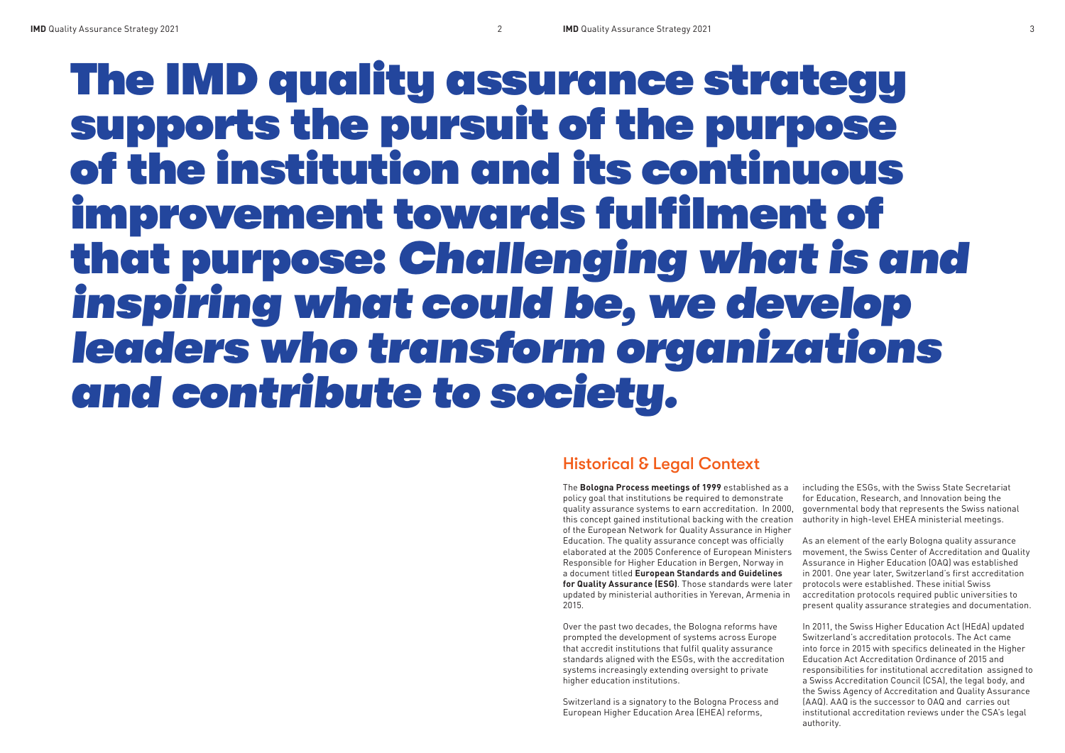# The IMD quality assurance strategy supports the pursuit of the purpose of the institution and its continuous improvement towards fulfilment of that purpose: *Challenging what is and inspiring what could be, we develop leaders who transform organizations and contribute to society.*

## Historical & Legal Context

The **Bologna Process meetings of 1999** established as a policy goal that institutions be required to demonstrate quality assurance systems to earn accreditation. In 2000, this concept gained institutional backing with the creation of the European Network for Quality Assurance in Higher Education. The quality assurance concept was officially elaborated at the 2005 Conference of European Ministers Responsible for Higher Education in Bergen, Norway in a document titled **European Standards and Guidelines for Quality Assurance (ESG)**. Those standards were later updated by ministerial authorities in Yerevan, Armenia in 2015.

Over the past two decades, the Bologna reforms have prompted the development of systems across Europe that accredit institutions that fulfil quality assurance standards aligned with the ESGs, with the accreditation systems increasingly extending oversight to private higher education institutions.

Switzerland is a signatory to the Bologna Process and European Higher Education Area (EHEA) reforms, including the ESGs, with the Swiss State Secretariat for Education, Research, and Innovation being the governmental body that represents the Swiss national authority in high-level EHEA ministerial meetings.

As an element of the early Bologna quality assurance movement, the Swiss Center of Accreditation and Quality Assurance in Higher Education (OAQ) was established in 2001. One year later, Switzerland's first accreditation protocols were established. These initial Swiss accreditation protocols required public universities to present quality assurance strategies and documentation.

In 2011, the Swiss Higher Education Act (HEdA) updated Switzerland's accreditation protocols. The Act came into force in 2015 with specifics delineated in the Higher Education Act Accreditation Ordinance of 2015 and responsibilities for institutional accreditation assigned to a Swiss Accreditation Council (CSA), the legal body, and the Swiss Agency of Accreditation and Quality Assurance (AAQ). AAQ is the successor to OAQ and carries out institutional accreditation reviews under the CSA's legal authority.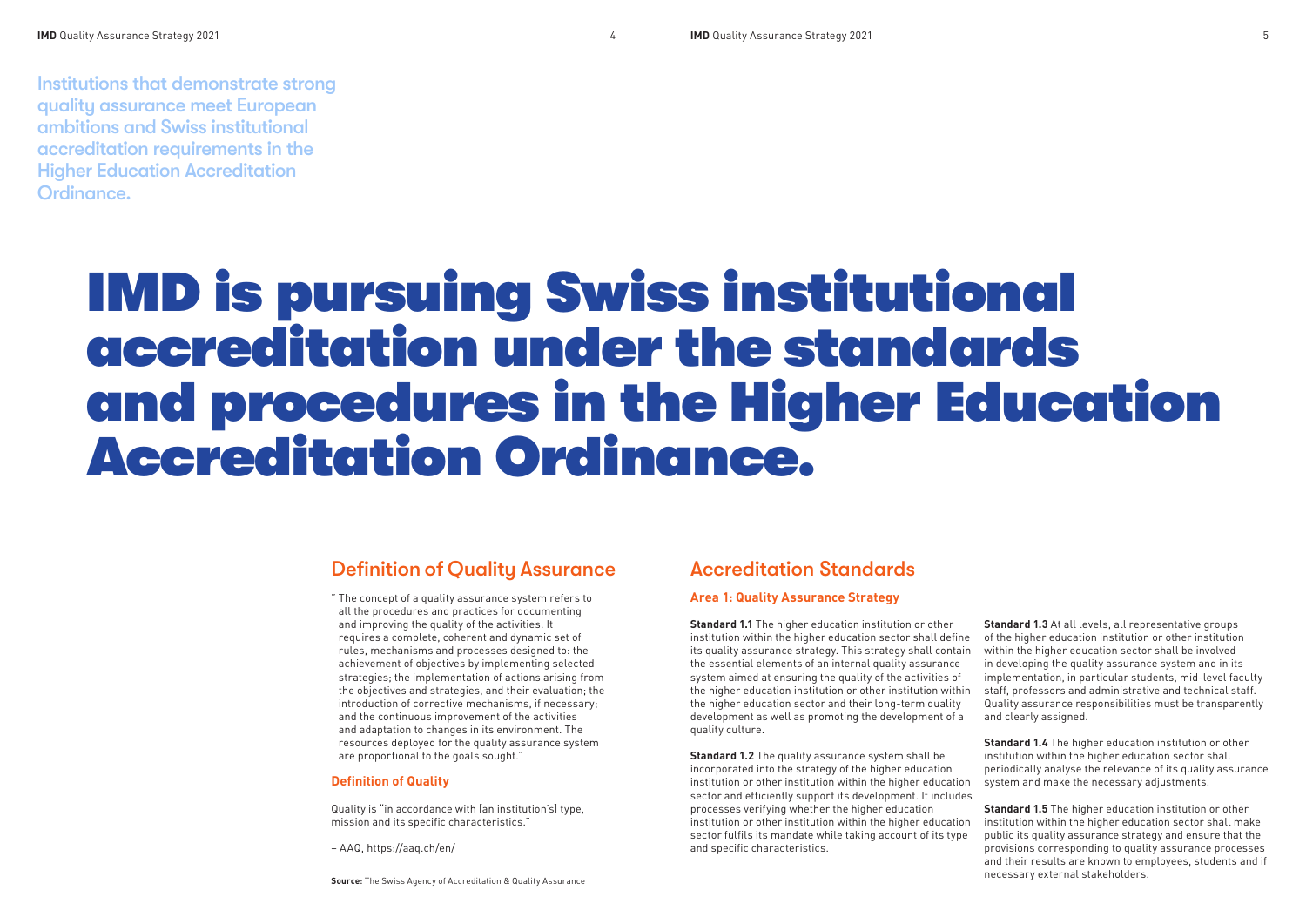Institutions that demonstrate strong quality assurance meet European ambitions and Swiss institutional accreditation requirements in the Higher Education Accreditation Ordinance.

# IMD is pursuing Swiss institutional accreditation under the standards and procedures in the Higher Education Accreditation Ordinance.

## Definition of Quality Assurance

" The concept of a quality assurance system refers to all the procedures and practices for documenting and improving the quality of the activities. It requires a complete, coherent and dynamic set of rules, mechanisms and processes designed to: the achievement of objectives by implementing selected strategies; the implementation of actions arising from the objectives and strategies, and their evaluation; the introduction of corrective mechanisms, if necessary; and the continuous improvement of the activities and adaptation to changes in its environment. The resources deployed for the quality assurance system are proportional to the goals sought."

### Definition of Quality

Quality is "in accordance with [an institution's] type, mission and its specific characteristics."

– AAQ, https://aaq.ch/en/

**Source:** The Swiss Agency of Accreditation & Quality Assurance

## Accreditation Standards

### Area 1: Quality Assurance Strategy

**Standard 1.1** The higher education institution or other institution within the higher education sector shall define its quality assurance strategy. This strategy shall contain the essential elements of an internal quality assurance system aimed at ensuring the quality of the activities of the higher education institution or other institution within the higher education sector and their long-term quality development as well as promoting the development of a quality culture.

**Standard 1.2** The quality assurance system shall be incorporated into the strategy of the higher education institution or other institution within the higher education sector and efficiently support its development. It includes processes verifying whether the higher education institution or other institution within the higher education sector fulfils its mandate while taking account of its type and specific characteristics.

**Standard 1.3** At all levels, all representative groups of the higher education institution or other institution within the higher education sector shall be involved in developing the quality assurance system and in its implementation, in particular students, mid-level faculty staff, professors and administrative and technical staff. Quality assurance responsibilities must be transparently and clearly assigned.

**Standard 1.4** The higher education institution or other institution within the higher education sector shall periodically analyse the relevance of its quality assurance system and make the necessary adjustments.

**Standard 1.5** The higher education institution or other institution within the higher education sector shall make public its quality assurance strategy and ensure that the provisions corresponding to quality assurance processes and their results are known to employees, students and if necessary external stakeholders.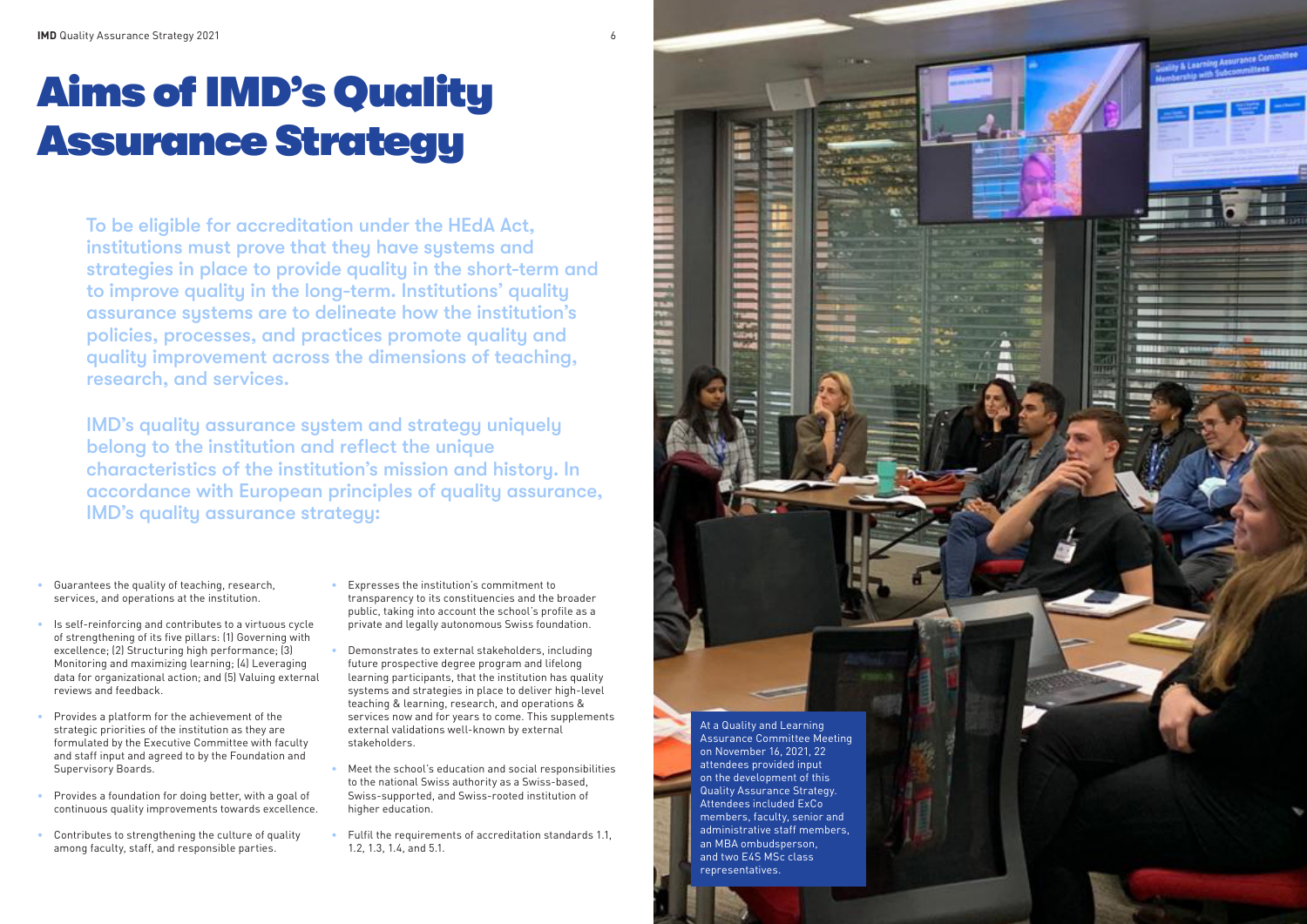# Aims of IMD's Quality Assurance Strategy

**To be eligible for accreditation under the HEdA Act, institutions must prove that they have systems and strategies in place to provide quality in the short-term and to improve quality in the long-term. Institutions' quality assurance systems are to delineate how the institution's policies, processes, and practices promote quality and quality improvement across the dimensions of teaching, research, and services.**

**IMD's quality assurance system and strategy uniquely belong to the institution and reflect the unique characteristics of the institution's mission and history. In accordance with European principles of quality assurance, IMD's quality assurance strategy:**

- Guarantees the quality of teaching, research, services, and operations at the institution.
- Is self-reinforcing and contributes to a virtuous cycle of strengthening of its five pillars: (1) Governing with excellence; (2) Structuring high performance; (3) Monitoring and maximizing learning; (4) Leveraging data for organizational action; and (5) Valuing external reviews and feedback.
- Provides a platform for the achievement of the strategic priorities of the institution as they are formulated by the Executive Committee with faculty and staff input and agreed to by the Foundation and Supervisory Boards.
- Provides a foundation for doing better, with a goal of continuous quality improvements towards excellence.
- Contributes to strengthening the culture of quality among faculty, staff, and responsible parties.
- Expresses the institution's commitment to transparency to its constituencies and the broader public, taking into account the school's profile as a private and legally autonomous Swiss foundation.
- Demonstrates to external stakeholders, including future prospective degree program and lifelong learning participants, that the institution has quality systems and strategies in place to deliver high-level teaching & learning, research, and operations & services now and for years to come. This supplements external validations well-known by external stakeholders.
- Meet the school's education and social responsibilities to the national Swiss authority as a Swiss-based, Swiss-supported, and Swiss-rooted institution of higher education.
- Fulfil the requirements of accreditation standards 1.1, 1.2, 1.3, 1.4, and 5.1.

At a Quality and Learning Assurance Committee Meeting on November 16, 2021, 22 attendees provided input on the development of this Quality Assurance Strategy. Attendees included ExCo members, faculty, senior and administrative staff members, an MBA ombudsperson, and two E4S MSc class representatives.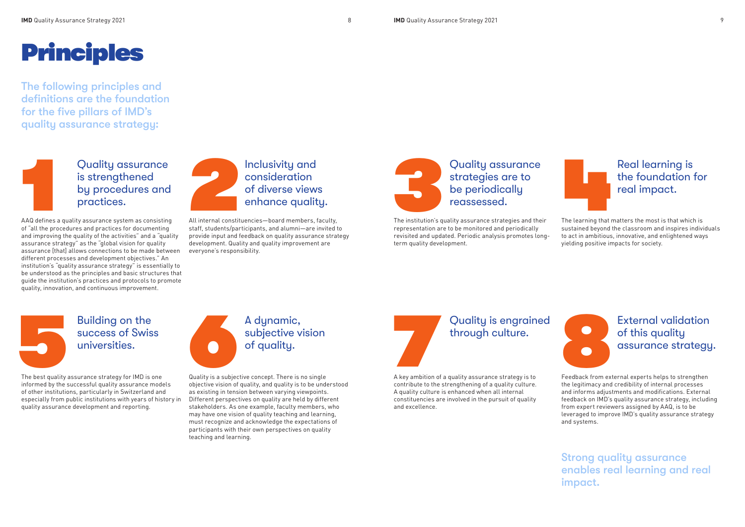# Principles

**The following principles and definitions are the foundation for the five pillars of IMD's quality assurance strategy:**

## 1 Quality assurance is strengthened by procedures and practices.

AAQ defines a quality assurance system as consisting of "all the procedures and practices for documenting and improving the quality of the activities" and a "quality assurance strategy" as the "global vision for quality assurance [that] allows connections to be made between different processes and development objectives." An institution's "quality assurance strategy" is essentially to be understood as the principles and basic structures that guide the institution's practices and protocols to promote quality, innovation, and continuous improvement.

## 2 Inclusivity and consideration of diverse views enhance quality.

All internal constituencies—board members, faculty, staff, students/participants, and alumni—are invited to provide input and feedback on quality assurance strategy development. Quality and quality improvement are everyone's responsibility.

## 3 Quality assurance strategies are to be periodically reassessed.

The institution's quality assurance strategies and their representation are to be monitored and periodically revisited and updated. Periodic analysis promotes long-term quality development.

## 4 Real learning is the foundation for real impact.

The learning that matters the most is that which is sustained beyond the classroom and inspires individuals to act in ambitious, innovative, and enlightened ways yielding positive impacts for society.

## 5 Building on the success of Swiss universities.

The best quality assurance strategy for IMD is one informed by the successful quality assurance models of other institutions, particularly in Switzerland and especially from public institutions with years of history in quality assurance development and reporting.

## 6 A dynamic, subjective vision of quality.

Quality is a subjective concept. There is no single objective vision of quality, and quality is to be understood as existing in tension between varying viewpoints. Different perspectives on quality are held by different stakeholders. As one example, faculty members, who may have one vision of quality teaching and learning, must recognize and acknowledge the expectations of participants with their own perspectives on quality teaching and learning.

## 7 Quality is engrained through culture.

A key ambition of a quality assurance strategy is to contribute to the strengthening of a quality culture. A quality culture is enhanced when all internal constituencies are involved in the pursuit of quality and excellence.

## 8 External validation of this quality assurance strategy.

Feedback from external experts helps to strengthen the legitimacy and credibility of internal processes and informs adjustments and modifications. External feedback on IMD's quality assurance strategy, including from expert reviewers assigned by AAQ, is to be leveraged to improve IMD's quality assurance strategy and systems.

**Strong quality assurance enables real learning and real impact.**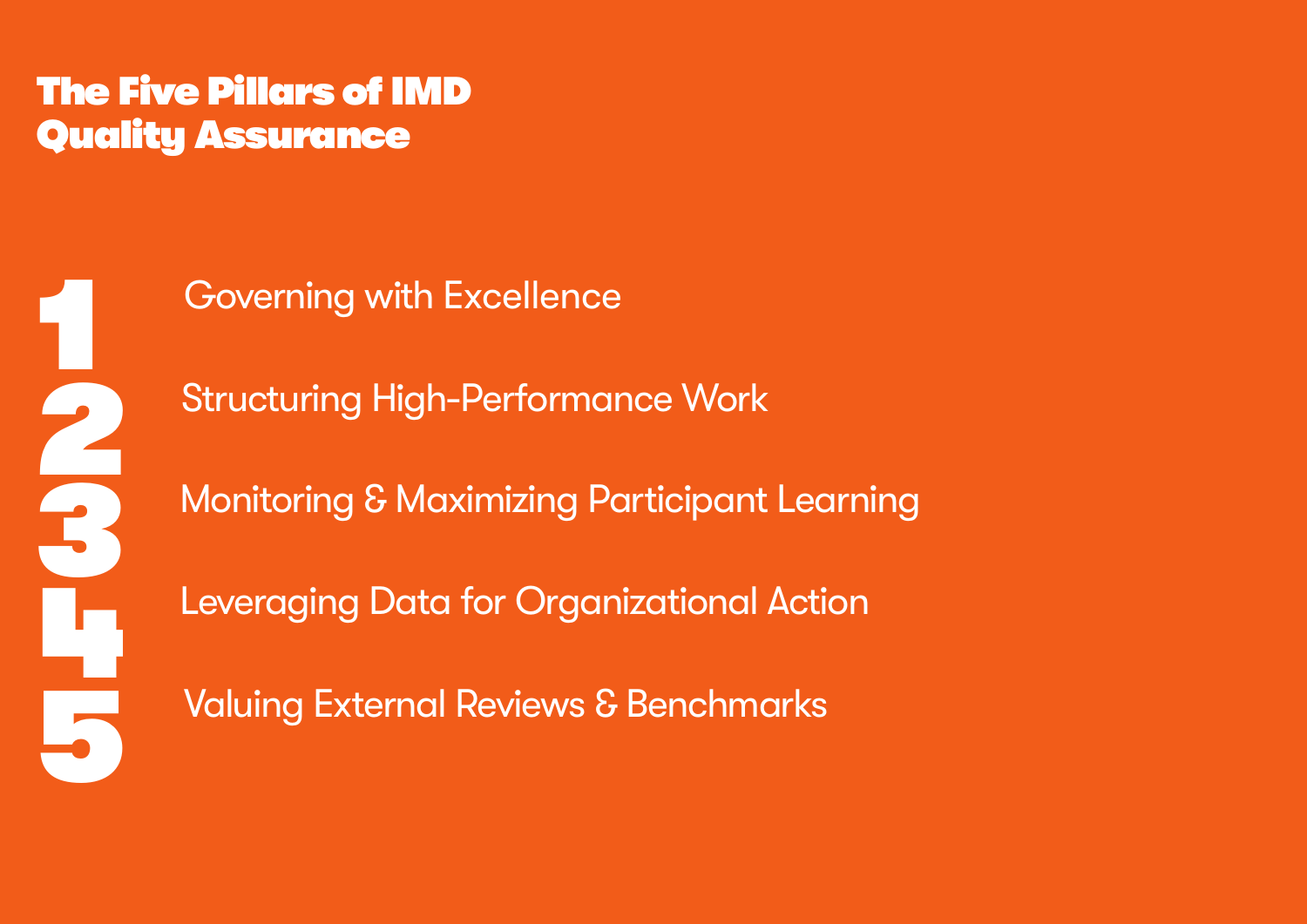# The Five Pillars of IMD Quality Assurance

1. Governing with Excellence
2. Structuring High-Performance Work
3. Monitoring & Maximizing Participant Learning
4. Leveraging Data for Organizational Action
5. Valuing External Reviews & Benchmarks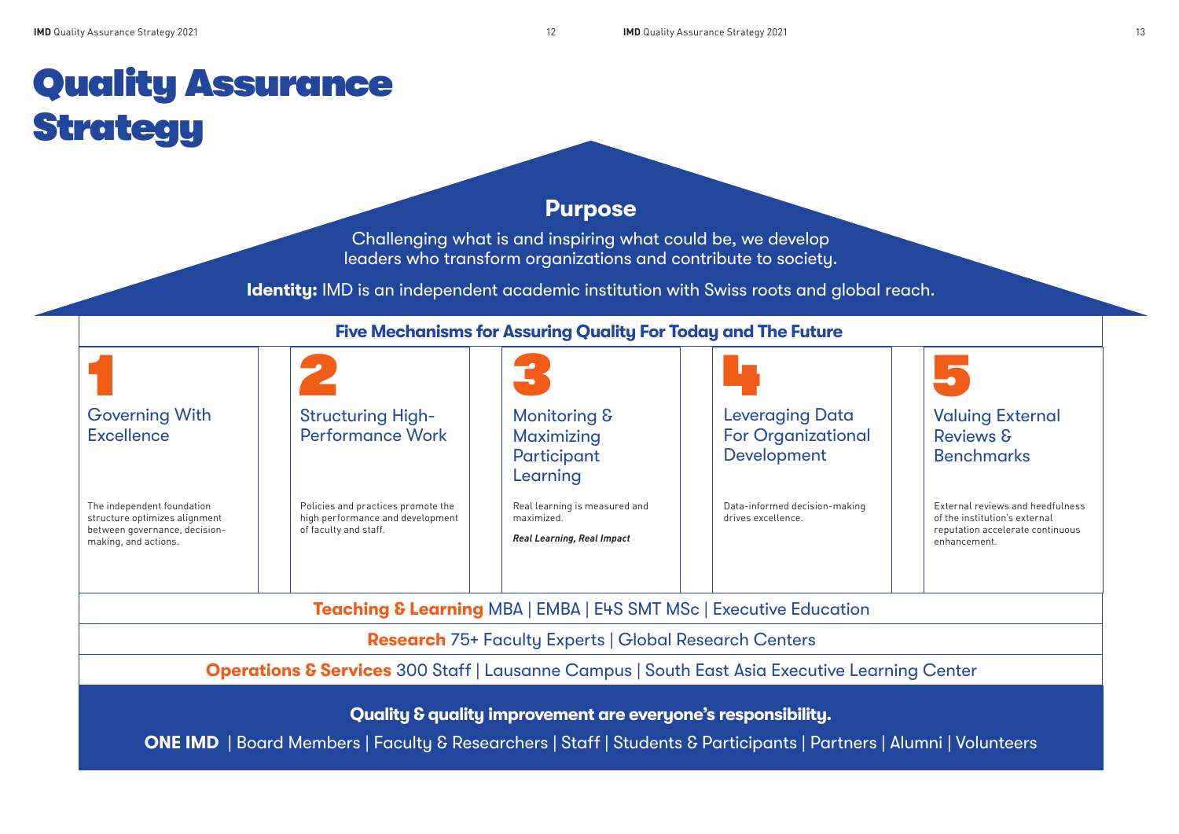# Quality Assurance Strategy

## Purpose

Challenging what is and inspiring what could be, we develop leaders who transform organizations and contribute to society.

**Identity:** IMD is an independent academic institution with Swiss roots and global reach.

### Five Mechanisms for Assuring Quality For Today and The Future

**1**

**Governing With Excellence**

The independent foundation structure optimizes alignment between governance, decision-making, and actions.

**2**

**Structuring High-Performance Work**

Policies and practices promote the high performance and development of faculty and staff.

**3**

**Monitoring & Maximizing Participant Learning**

Real learning is measured and maximized.

***Real Learning, Real Impact***

**4**

**Leveraging Data For Organizational Development**

Data-informed decision-making drives excellence.

**5**

**Valuing External Reviews & Benchmarks**

External reviews and heedfulness of the institution's external reputation accelerate continuous enhancement.

**Teaching & Learning** MBA | EMBA | E4S SMT MSc | Executive Education

**Research** 75+ Faculty Experts | Global Research Centers

**Operations & Services** 300 Staff | Lausanne Campus | South East Asia Executive Learning Center

**Quality & quality improvement are everyone's responsibility.**

**ONE IMD** | Board Members | Faculty & Researchers | Staff | Students & Participants | Partners | Alumni | Volunteers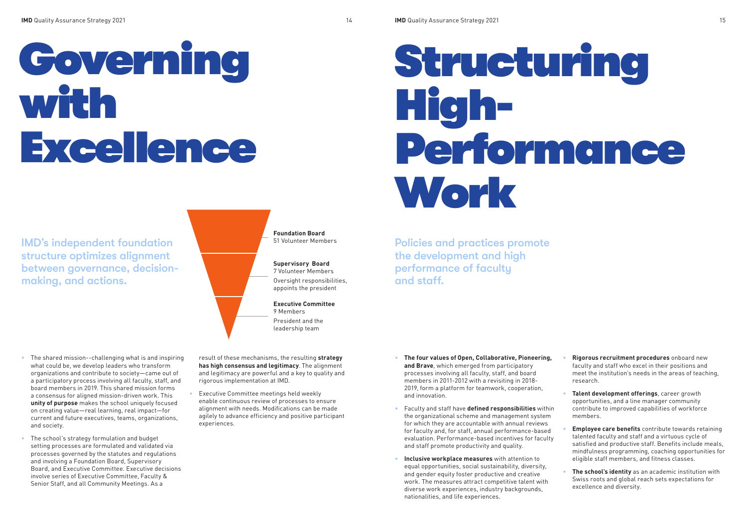# Governing with Excellence

## IMD's independent foundation structure optimizes alignment between governance, decision-making, and actions.

**Foundation Board**
51 Volunteer Members

**Supervisory Board**
7 Volunteer Members
Oversight responsibilities, appoints the president

**Executive Committee**
9 Members
President and the leadership team

- The shared mission--challenging what is and inspiring what could be, we develop leaders who transform organizations and contribute to society—came out of a participatory process involving all faculty, staff, and board members in 2019. This shared mission forms a consensus for aligned mission-driven work. This **unity of purpose** makes the school uniquely focused on creating value—real learning, real impact—for current and future executives, teams, organizations, and society.
- The school's strategy formulation and budget setting processes are formulated and validated via processes governed by the statutes and regulations and involving a Foundation Board, Supervisory Board, and Executive Committee. Executive decisions involve series of Executive Committee, Faculty & Senior Staff, and all Community Meetings. As a result of these mechanisms, the resulting **strategy has high consensus and legitimacy**. The alignment and legitimacy are powerful and a key to quality and rigorous implementation at IMD.
- Executive Committee meetings held weekly enable continuous review of processes to ensure alignment with needs. Modifications can be made agilely to advance efficiency and positive participant experiences.

# Structuring High-Performance Work

## Policies and practices promote the development and high performance of faculty and staff.

- **The four values of Open, Collaborative, Pioneering, and Brave**, which emerged from participatory processes involving all faculty, staff, and board members in 2011-2012 with a revisiting in 2018-2019, form a platform for teamwork, cooperation, and innovation.
- Faculty and staff have **defined responsibilities** within the organizational scheme and management system for which they are accountable with annual reviews for faculty and, for staff, annual performance-based evaluation. Performance-based incentives for faculty and staff promote productivity and quality.
- **Inclusive workplace measures** with attention to equal opportunities, social sustainability, diversity, and gender equity foster productive and creative work. The measures attract competitive talent with diverse work experiences, industry backgrounds, nationalities, and life experiences.
- **Rigorous recruitment procedures** onboard new faculty and staff who excel in their positions and meet the institution's needs in the areas of teaching, research.
- **Talent development offerings**, career growth opportunities, and a line manager community contribute to improved capabilities of workforce members.
- **Employee care benefits** contribute towards retaining talented faculty and staff and a virtuous cycle of satisfied and productive staff. Benefits include meals, mindfulness programming, coaching opportunities for eligible staff members, and fitness classes.
- **The school's identity** as an academic institution with Swiss roots and global reach sets expectations for excellence and diversity.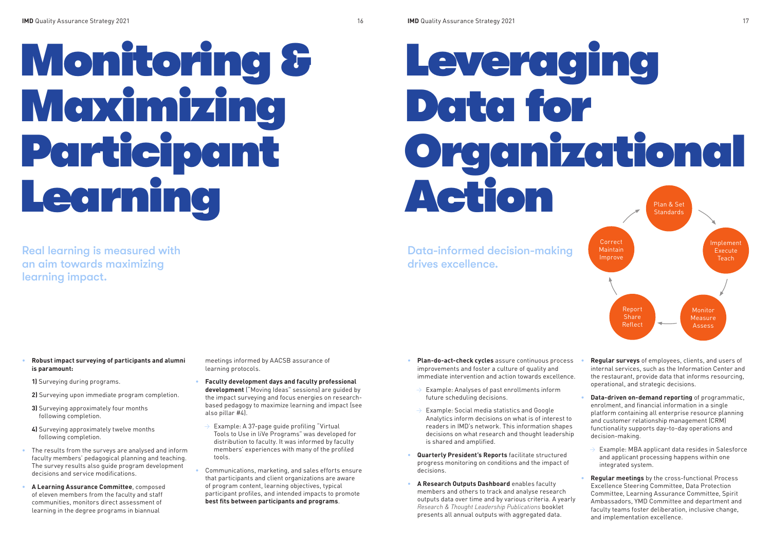# Monitoring & Maximizing Participant Learning

## Real learning is measured with an aim towards maximizing learning impact.

- **Robust impact surveying of participants and alumni is paramount:**

  **1)** Surveying during programs.

  **2)** Surveying upon immediate program completion.

  **3)** Surveying approximately four months following completion.

  **4)** Surveying approximately twelve months following completion.

- The results from the surveys are analysed and inform faculty members' pedagogical planning and teaching. The survey results also guide program development decisions and service modifications.
- **A Learning Assurance Committee**, composed of eleven members from the faculty and staff communities, monitors direct assessment of learning in the degree programs in biannual meetings informed by AACSB assurance of learning protocols.
- **Faculty development days and faculty professional development** ("Moving Ideas" sessions) are guided by the impact surveying and focus energies on research-based pedagogy to maximize learning and impact (see also pillar #4).
  - → Example: A 37-page guide profiling "Virtual Tools to Use in liVe Programs" was developed for distribution to faculty. It was informed by faculty members' experiences with many of the profiled tools.
- Communications, marketing, and sales efforts ensure that participants and client organizations are aware of program content, learning objectives, typical participant profiles, and intended impacts to promote **best fits between participants and programs**.

# Leveraging Data for Organizational Action

## Data-informed decision-making drives excellence.

Plan & Set Standards → Implement Execute Teach → Monitor Measure Assess → Report Share Reflect → Correct Maintain Improve →

- **Plan-do-act-check cycles** assure continuous process improvements and foster a culture of quality and immediate intervention and action towards excellence.
  - → Example: Analyses of past enrollments inform future scheduling decisions.
  - → Example: Social media statistics and Google Analytics inform decisions on what is of interest to readers in IMD's network. This information shapes decisions on what research and thought leadership is shared and amplified.
- **Quarterly President's Reports** facilitate structured progress monitoring on conditions and the impact of decisions.
- **A Research Outputs Dashboard** enables faculty members and others to track and analyse research outputs data over time and by various criteria. A yearly *Research & Thought Leadership Publications* booklet presents all annual outputs with aggregated data.
- **Regular surveys** of employees, clients, and users of internal services, such as the Information Center and the restaurant, provide data that informs resourcing, operational, and strategic decisions.
- **Data-driven on-demand reporting** of programmatic, enrolment, and financial information in a single platform containing all enterprise resource planning and customer relationship management (CRM) functionality supports day-to-day operations and decision-making.
  - → Example: MBA applicant data resides in Salesforce and applicant processing happens within one integrated system.
- **Regular meetings** by the cross-functional Process Excellence Steering Committee, Data Protection Committee, Learning Assurance Committee, Spirit Ambassadors, YMD Committee and department and faculty teams foster deliberation, inclusive change, and implementation excellence.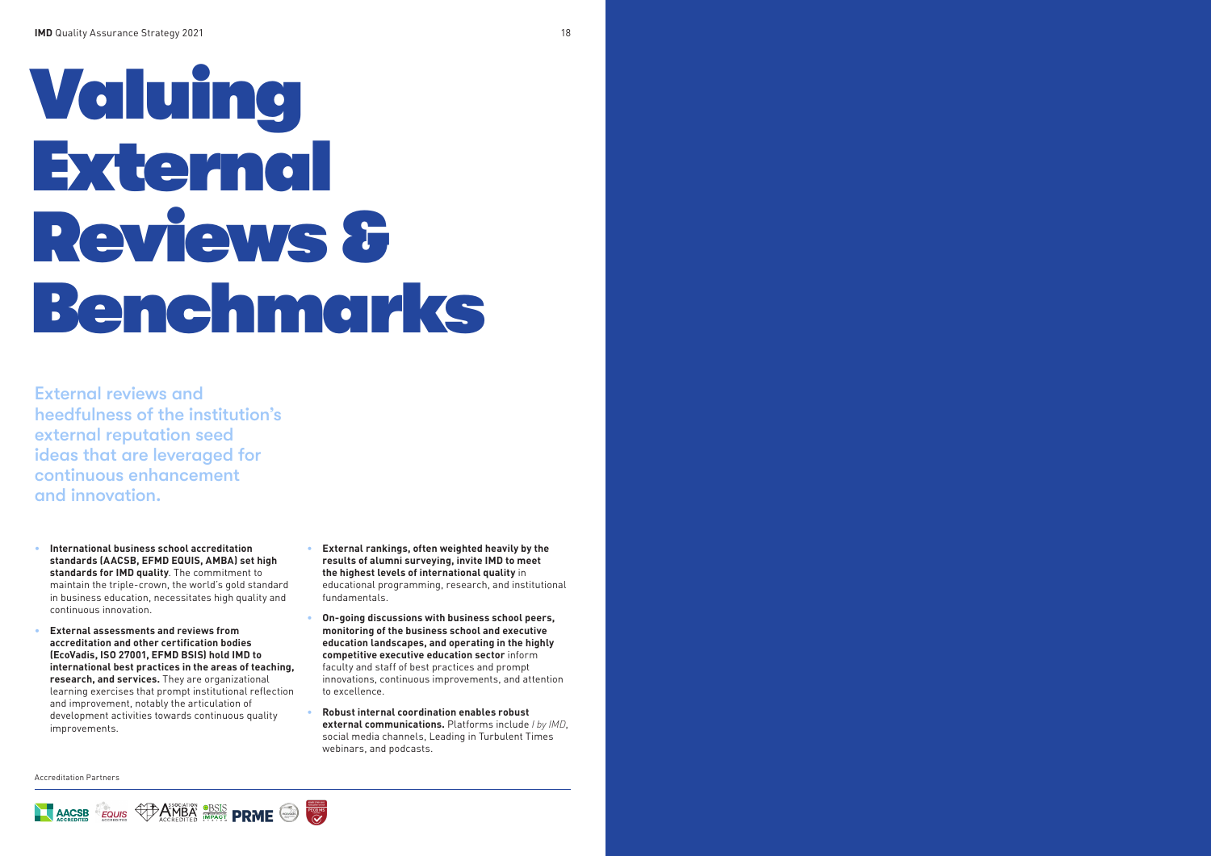# Valuing External Reviews & Benchmarks

External reviews and heedfulness of the institution's external reputation seed ideas that are leveraged for continuous enhancement and innovation.

- **International business school accreditation standards (AACSB, EFMD EQUIS, AMBA) set high standards for IMD quality**. The commitment to maintain the triple-crown, the world's gold standard in business education, necessitates high quality and continuous innovation.
- **External assessments and reviews from accreditation and other certification bodies (EcoVadis, ISO 27001, EFMD BSIS) hold IMD to international best practices in the areas of teaching, research, and services.** They are organizational learning exercises that prompt institutional reflection and improvement, notably the articulation of development activities towards continuous quality improvements.
- **External rankings, often weighted heavily by the results of alumni surveying, invite IMD to meet the highest levels of international quality** in educational programming, research, and institutional fundamentals.
- **On-going discussions with business school peers, monitoring of the business school and executive education landscapes, and operating in the highly competitive executive education sector** inform faculty and staff of best practices and prompt innovations, continuous improvements, and attention to excellence.
- **Robust internal coordination enables robust external communications.** Platforms include *I by IMD*, social media channels, Leading in Turbulent Times webinars, and podcasts.

Accreditation Partners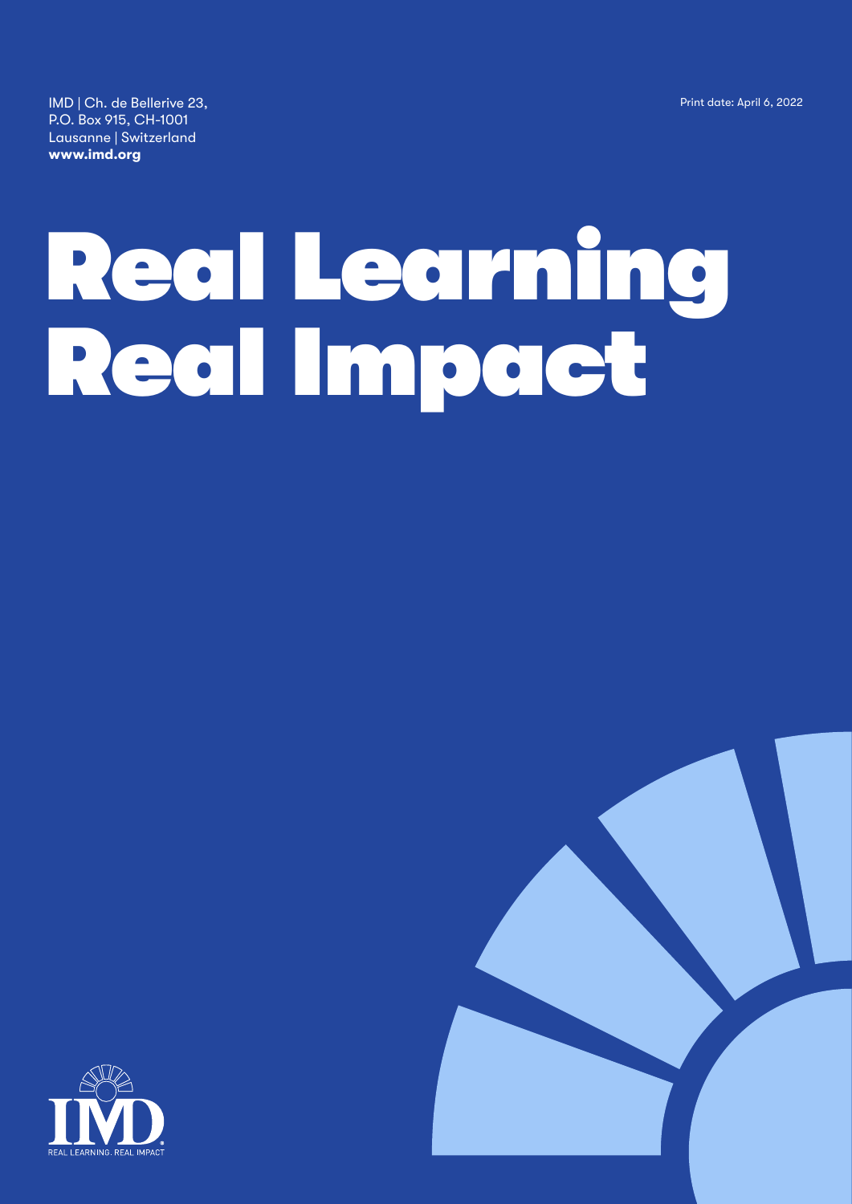IMD | Ch. de Bellerive 23,
P.O. Box 915, CH-1001
Lausanne | Switzerland
**www.imd.org**

Print date: April 6, 2022

# Real Learning Real Impact

REAL LEARNING. REAL IMPACT